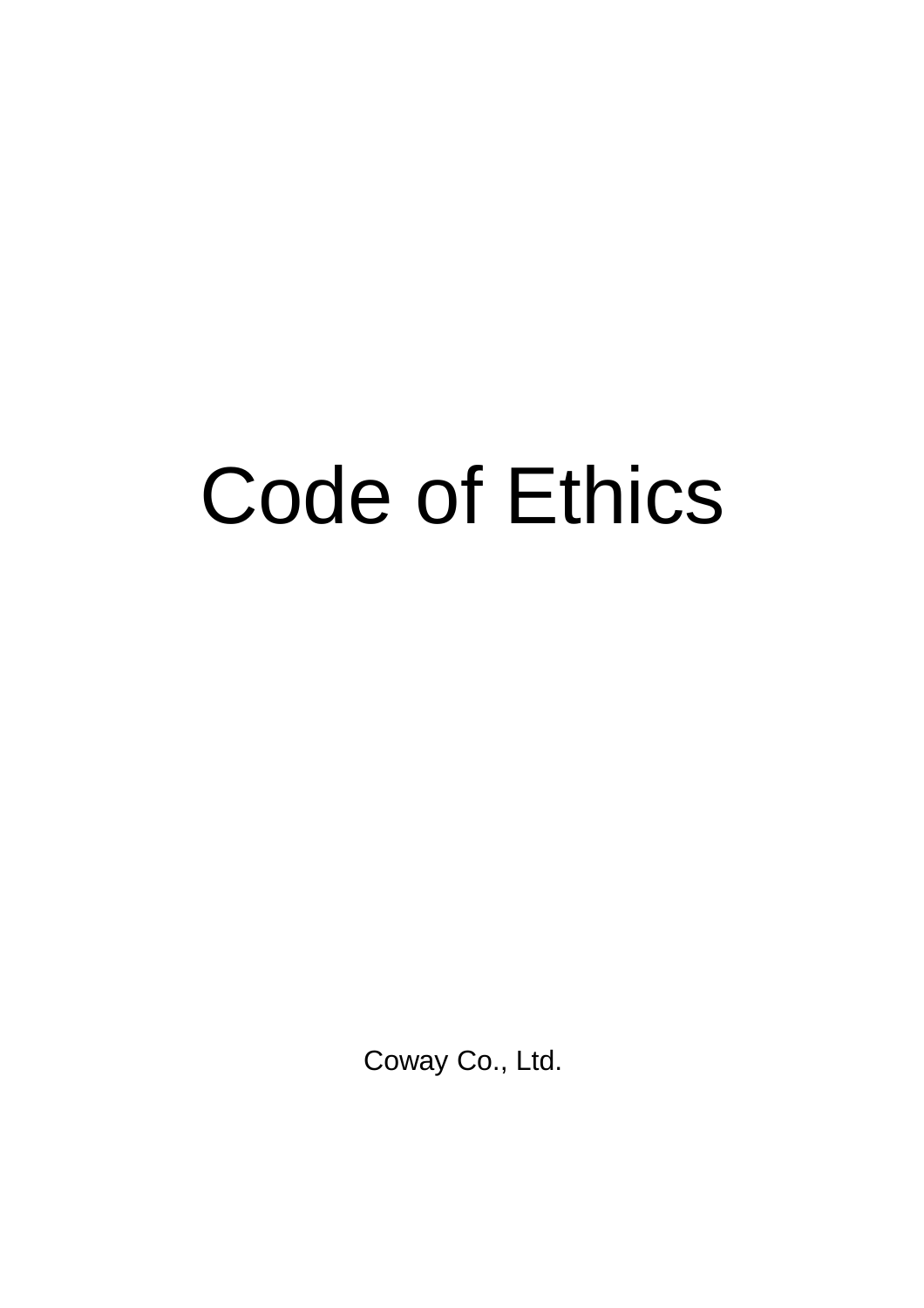# Code of Ethics

Coway Co., Ltd.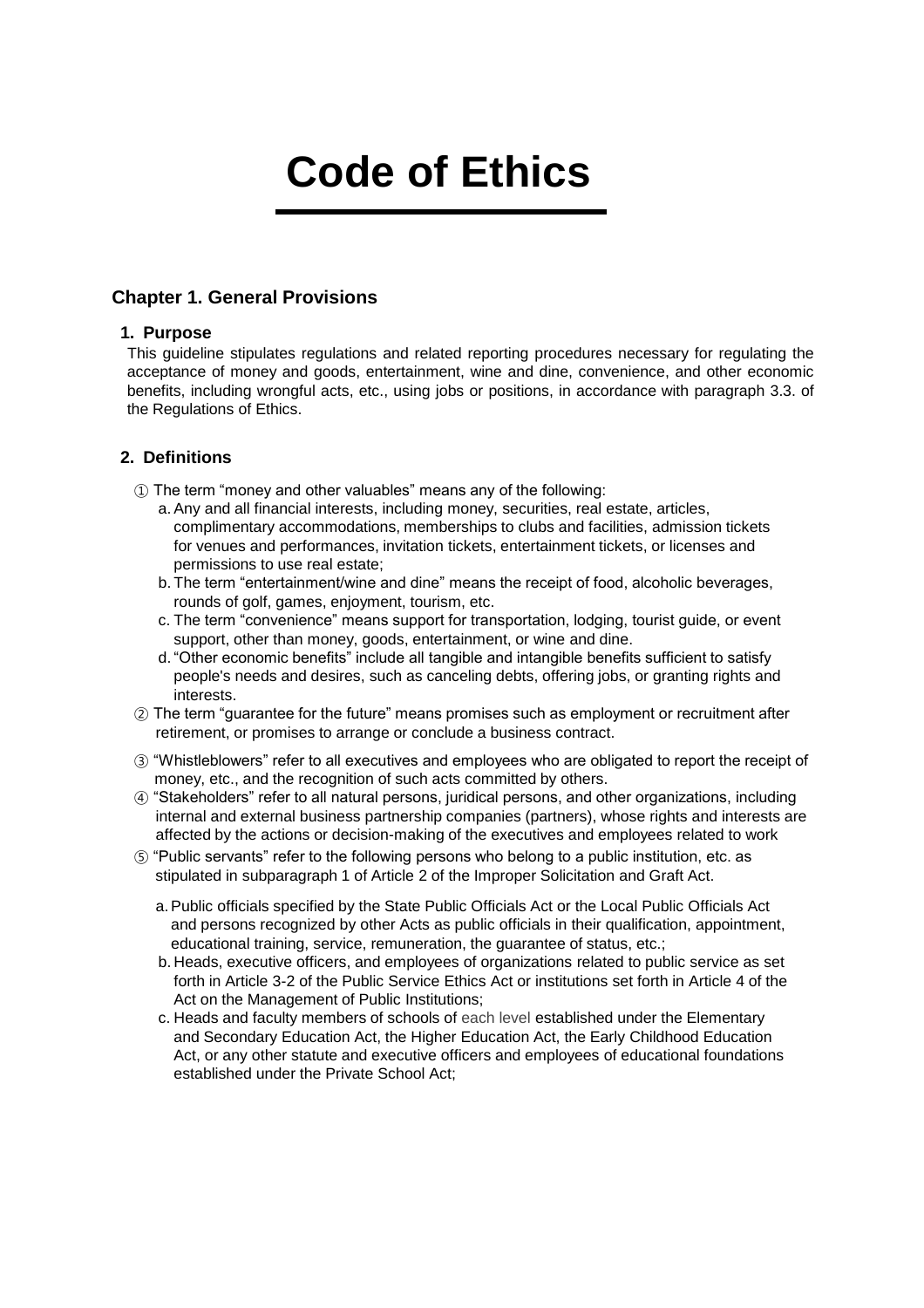# Code of Ethics

## Chapter 1. General Provisions

### 1. Purpose

This guideline stipulates regulations and related reporting procedures necessary for regulating the acceptance of money and goods, entertainment, wine and dine, convenience, and other economic benefits, including wrongful acts, etc., using jobs or positions, in accordance with paragraph 3.3. of the Regulations of Ethics.

### 2. Definitions

① The term "money and other valuables" means any of the following:

a. Any and all financial interests, including money, securities, real estate, articles, complimentary accommodations, memberships to clubs and facilities, admission tickets for venues and performances, invitation tickets, entertainment tickets, or licenses and permissions to use real estate;

b. The term "entertainment/wine and dine" means the receipt of food, alcoholic beverages, rounds of golf, games, enjoyment, tourism, etc.

c. The term "convenience" means support for transportation, lodging, tourist guide, or event support, other than money, goods, entertainment, or wine and dine.

d. "Other economic benefits" include all tangible and intangible benefits sufficient to satisfy people's needs and desires, such as canceling debts, offering jobs, or granting rights and interests.

② The term "guarantee for the future" means promises such as employment or recruitment after retirement, or promises to arrange or conclude a business contract.

③ "Whistleblowers" refer to all executives and employees who are obligated to report the receipt of money, etc., and the recognition of such acts committed by others.

④ "Stakeholders" refer to all natural persons, juridical persons, and other organizations, including internal and external business partnership companies (partners), whose rights and interests are affected by the actions or decision-making of the executives and employees related to work

⑤ "Public servants" refer to the following persons who belong to a public institution, etc. as stipulated in subparagraph 1 of Article 2 of the Improper Solicitation and Graft Act.

a. Public officials specified by the State Public Officials Act or the Local Public Officials Act and persons recognized by other Acts as public officials in their qualification, appointment, educational training, service, remuneration, the guarantee of status, etc.;

b. Heads, executive officers, and employees of organizations related to public service as set forth in Article 3-2 of the Public Service Ethics Act or institutions set forth in Article 4 of the Act on the Management of Public Institutions;

c. Heads and faculty members of schools of each level established under the Elementary and Secondary Education Act, the Higher Education Act, the Early Childhood Education Act, or any other statute and executive officers and employees of educational foundations established under the Private School Act;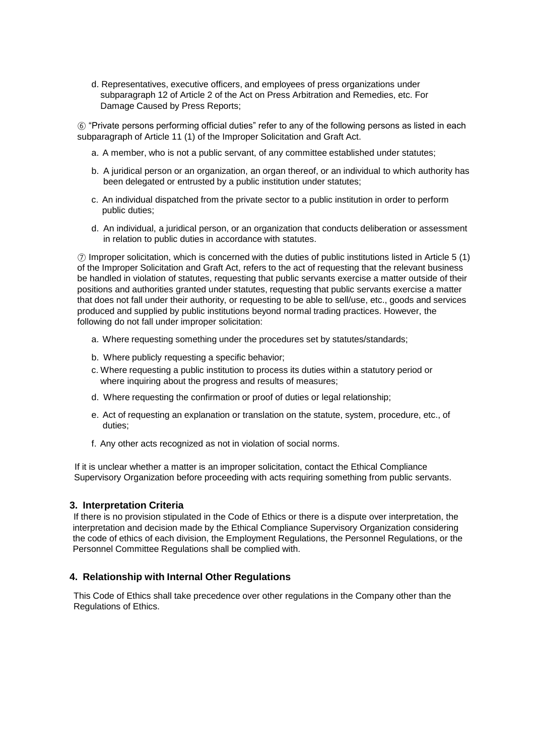d. Representatives, executive officers, and employees of press organizations under subparagraph 12 of Article 2 of the Act on Press Arbitration and Remedies, etc. For Damage Caused by Press Reports;

⑥ "Private persons performing official duties" refer to any of the following persons as listed in each subparagraph of Article 11 (1) of the Improper Solicitation and Graft Act.

a. A member, who is not a public servant, of any committee established under statutes;

b. A juridical person or an organization, an organ thereof, or an individual to which authority has been delegated or entrusted by a public institution under statutes;

c. An individual dispatched from the private sector to a public institution in order to perform public duties;

d. An individual, a juridical person, or an organization that conducts deliberation or assessment in relation to public duties in accordance with statutes.

⑦ Improper solicitation, which is concerned with the duties of public institutions listed in Article 5 (1) of the Improper Solicitation and Graft Act, refers to the act of requesting that the relevant business be handled in violation of statutes, requesting that public servants exercise a matter outside of their positions and authorities granted under statutes, requesting that public servants exercise a matter that does not fall under their authority, or requesting to be able to sell/use, etc., goods and services produced and supplied by public institutions beyond normal trading practices. However, the following do not fall under improper solicitation:

a. Where requesting something under the procedures set by statutes/standards;

b. Where publicly requesting a specific behavior;

c. Where requesting a public institution to process its duties within a statutory period or where inquiring about the progress and results of measures;

d. Where requesting the confirmation or proof of duties or legal relationship;

e. Act of requesting an explanation or translation on the statute, system, procedure, etc., of duties;

f. Any other acts recognized as not in violation of social norms.

If it is unclear whether a matter is an improper solicitation, contact the Ethical Compliance Supervisory Organization before proceeding with acts requiring something from public servants.

## 3. Interpretation Criteria

If there is no provision stipulated in the Code of Ethics or there is a dispute over interpretation, the interpretation and decision made by the Ethical Compliance Supervisory Organization considering the code of ethics of each division, the Employment Regulations, the Personnel Regulations, or the Personnel Committee Regulations shall be complied with.

## 4. Relationship with Internal Other Regulations

This Code of Ethics shall take precedence over other regulations in the Company other than the Regulations of Ethics.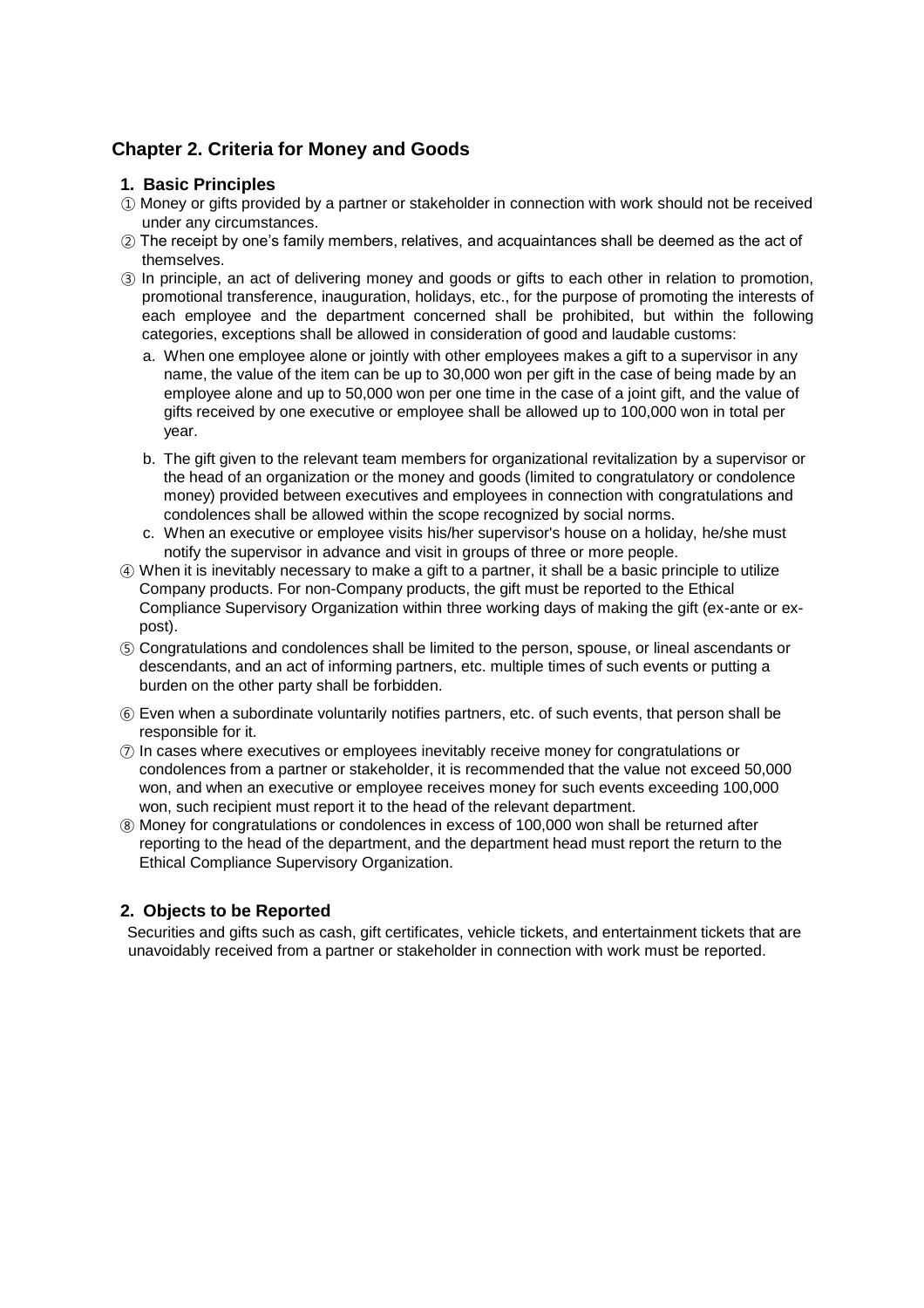## Chapter 2. Criteria for Money and Goods

### 1. Basic Principles

① Money or gifts provided by a partner or stakeholder in connection with work should not be received under any circumstances.

② The receipt by one's family members, relatives, and acquaintances shall be deemed as the act of themselves.

③ In principle, an act of delivering money and goods or gifts to each other in relation to promotion, promotional transference, inauguration, holidays, etc., for the purpose of promoting the interests of each employee and the department concerned shall be prohibited, but within the following categories, exceptions shall be allowed in consideration of good and laudable customs:

a. When one employee alone or jointly with other employees makes a gift to a supervisor in any name, the value of the item can be up to 30,000 won per gift in the case of being made by an employee alone and up to 50,000 won per one time in the case of a joint gift, and the value of gifts received by one executive or employee shall be allowed up to 100,000 won in total per year.

b. The gift given to the relevant team members for organizational revitalization by a supervisor or the head of an organization or the money and goods (limited to congratulatory or condolence money) provided between executives and employees in connection with congratulations and condolences shall be allowed within the scope recognized by social norms.

c. When an executive or employee visits his/her supervisor's house on a holiday, he/she must notify the supervisor in advance and visit in groups of three or more people.

④ When it is inevitably necessary to make a gift to a partner, it shall be a basic principle to utilize Company products. For non-Company products, the gift must be reported to the Ethical Compliance Supervisory Organization within three working days of making the gift (ex-ante or ex-post).

⑤ Congratulations and condolences shall be limited to the person, spouse, or lineal ascendants or descendants, and an act of informing partners, etc. multiple times of such events or putting a burden on the other party shall be forbidden.

⑥ Even when a subordinate voluntarily notifies partners, etc. of such events, that person shall be responsible for it.

⑦ In cases where executives or employees inevitably receive money for congratulations or condolences from a partner or stakeholder, it is recommended that the value not exceed 50,000 won, and when an executive or employee receives money for such events exceeding 100,000 won, such recipient must report it to the head of the relevant department.

⑧ Money for congratulations or condolences in excess of 100,000 won shall be returned after reporting to the head of the department, and the department head must report the return to the Ethical Compliance Supervisory Organization.

### 2. Objects to be Reported

Securities and gifts such as cash, gift certificates, vehicle tickets, and entertainment tickets that are unavoidably received from a partner or stakeholder in connection with work must be reported.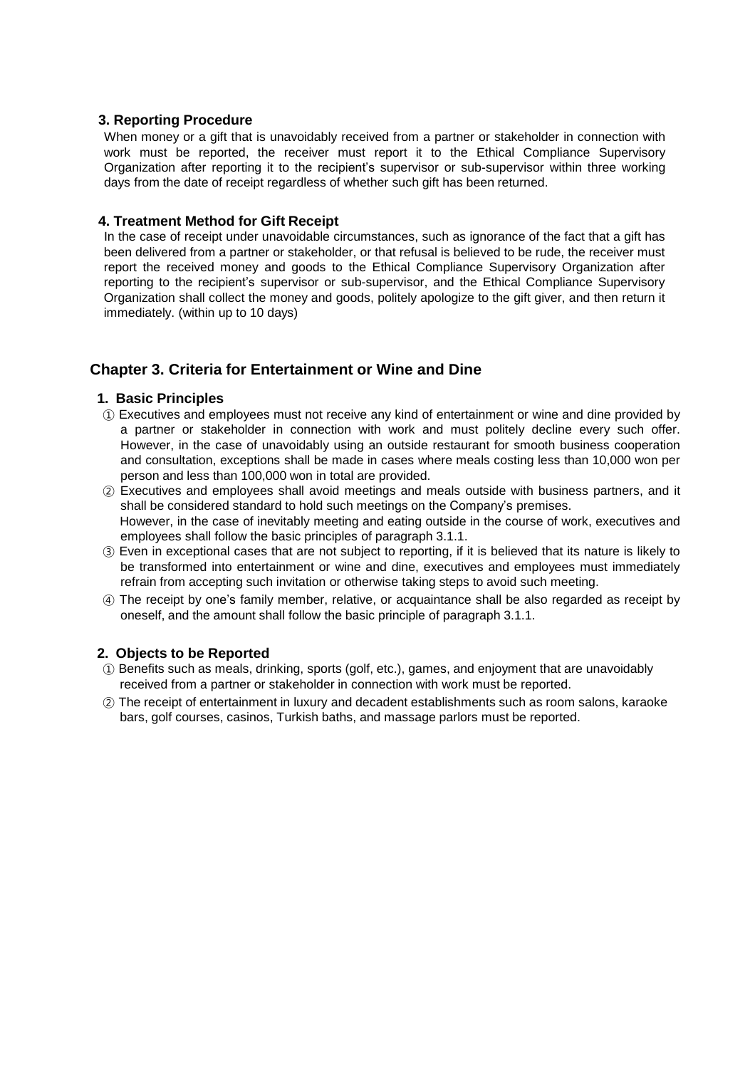### 3. Reporting Procedure

When money or a gift that is unavoidably received from a partner or stakeholder in connection with work must be reported, the receiver must report it to the Ethical Compliance Supervisory Organization after reporting it to the recipient's supervisor or sub-supervisor within three working days from the date of receipt regardless of whether such gift has been returned.

### 4. Treatment Method for Gift Receipt

In the case of receipt under unavoidable circumstances, such as ignorance of the fact that a gift has been delivered from a partner or stakeholder, or that refusal is believed to be rude, the receiver must report the received money and goods to the Ethical Compliance Supervisory Organization after reporting to the recipient's supervisor or sub-supervisor, and the Ethical Compliance Supervisory Organization shall collect the money and goods, politely apologize to the gift giver, and then return it immediately. (within up to 10 days)

## Chapter 3. Criteria for Entertainment or Wine and Dine

### 1. Basic Principles

① Executives and employees must not receive any kind of entertainment or wine and dine provided by a partner or stakeholder in connection with work and must politely decline every such offer. However, in the case of unavoidably using an outside restaurant for smooth business cooperation and consultation, exceptions shall be made in cases where meals costing less than 10,000 won per person and less than 100,000 won in total are provided.

② Executives and employees shall avoid meetings and meals outside with business partners, and it shall be considered standard to hold such meetings on the Company's premises.
However, in the case of inevitably meeting and eating outside in the course of work, executives and employees shall follow the basic principles of paragraph 3.1.1.

③ Even in exceptional cases that are not subject to reporting, if it is believed that its nature is likely to be transformed into entertainment or wine and dine, executives and employees must immediately refrain from accepting such invitation or otherwise taking steps to avoid such meeting.

④ The receipt by one's family member, relative, or acquaintance shall be also regarded as receipt by oneself, and the amount shall follow the basic principle of paragraph 3.1.1.

### 2. Objects to be Reported

① Benefits such as meals, drinking, sports (golf, etc.), games, and enjoyment that are unavoidably received from a partner or stakeholder in connection with work must be reported.

② The receipt of entertainment in luxury and decadent establishments such as room salons, karaoke bars, golf courses, casinos, Turkish baths, and massage parlors must be reported.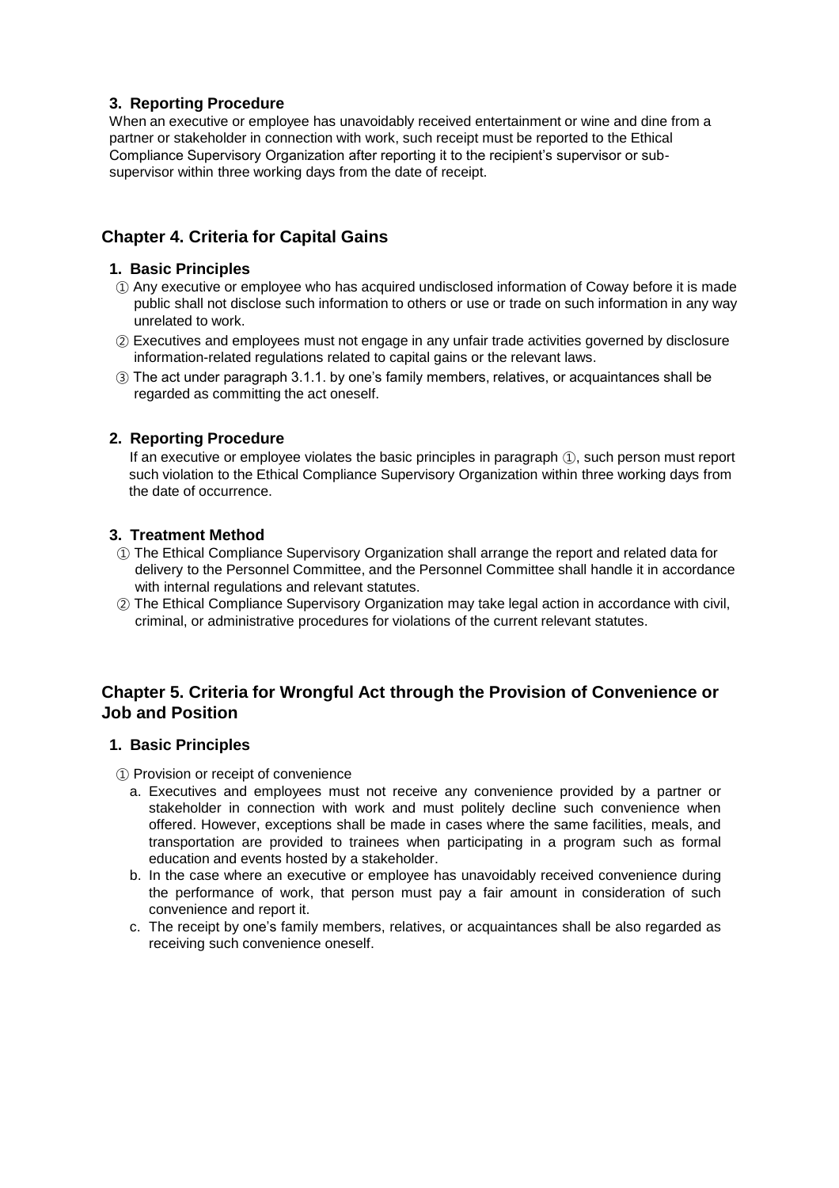### 3. Reporting Procedure

When an executive or employee has unavoidably received entertainment or wine and dine from a partner or stakeholder in connection with work, such receipt must be reported to the Ethical Compliance Supervisory Organization after reporting it to the recipient's supervisor or sub-supervisor within three working days from the date of receipt.

## Chapter 4. Criteria for Capital Gains

### 1. Basic Principles

① Any executive or employee who has acquired undisclosed information of Coway before it is made public shall not disclose such information to others or use or trade on such information in any way unrelated to work.

② Executives and employees must not engage in any unfair trade activities governed by disclosure information-related regulations related to capital gains or the relevant laws.

③ The act under paragraph 3.1.1. by one's family members, relatives, or acquaintances shall be regarded as committing the act oneself.

### 2. Reporting Procedure

If an executive or employee violates the basic principles in paragraph ①, such person must report such violation to the Ethical Compliance Supervisory Organization within three working days from the date of occurrence.

### 3. Treatment Method

① The Ethical Compliance Supervisory Organization shall arrange the report and related data for delivery to the Personnel Committee, and the Personnel Committee shall handle it in accordance with internal regulations and relevant statutes.

② The Ethical Compliance Supervisory Organization may take legal action in accordance with civil, criminal, or administrative procedures for violations of the current relevant statutes.

## Chapter 5. Criteria for Wrongful Act through the Provision of Convenience or Job and Position

### 1. Basic Principles

① Provision or receipt of convenience

a. Executives and employees must not receive any convenience provided by a partner or stakeholder in connection with work and must politely decline such convenience when offered. However, exceptions shall be made in cases where the same facilities, meals, and transportation are provided to trainees when participating in a program such as formal education and events hosted by a stakeholder.

b. In the case where an executive or employee has unavoidably received convenience during the performance of work, that person must pay a fair amount in consideration of such convenience and report it.

c. The receipt by one's family members, relatives, or acquaintances shall be also regarded as receiving such convenience oneself.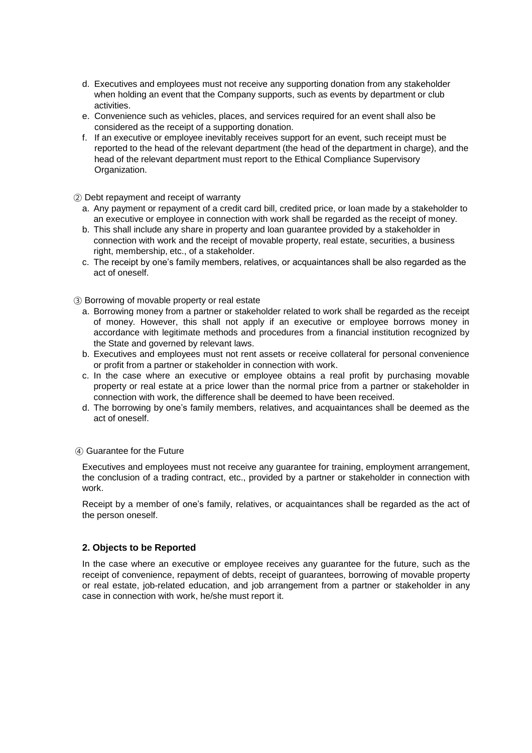d. Executives and employees must not receive any supporting donation from any stakeholder when holding an event that the Company supports, such as events by department or club activities.

e. Convenience such as vehicles, places, and services required for an event shall also be considered as the receipt of a supporting donation.

f. If an executive or employee inevitably receives support for an event, such receipt must be reported to the head of the relevant department (the head of the department in charge), and the head of the relevant department must report to the Ethical Compliance Supervisory Organization.

② Debt repayment and receipt of warranty

a. Any payment or repayment of a credit card bill, credited price, or loan made by a stakeholder to an executive or employee in connection with work shall be regarded as the receipt of money.

b. This shall include any share in property and loan guarantee provided by a stakeholder in connection with work and the receipt of movable property, real estate, securities, a business right, membership, etc., of a stakeholder.

c. The receipt by one's family members, relatives, or acquaintances shall be also regarded as the act of oneself.

③ Borrowing of movable property or real estate

a. Borrowing money from a partner or stakeholder related to work shall be regarded as the receipt of money. However, this shall not apply if an executive or employee borrows money in accordance with legitimate methods and procedures from a financial institution recognized by the State and governed by relevant laws.

b. Executives and employees must not rent assets or receive collateral for personal convenience or profit from a partner or stakeholder in connection with work.

c. In the case where an executive or employee obtains a real profit by purchasing movable property or real estate at a price lower than the normal price from a partner or stakeholder in connection with work, the difference shall be deemed to have been received.

d. The borrowing by one's family members, relatives, and acquaintances shall be deemed as the act of oneself.

④ Guarantee for the Future

Executives and employees must not receive any guarantee for training, employment arrangement, the conclusion of a trading contract, etc., provided by a partner or stakeholder in connection with work.

Receipt by a member of one's family, relatives, or acquaintances shall be regarded as the act of the person oneself.

### 2. Objects to be Reported

In the case where an executive or employee receives any guarantee for the future, such as the receipt of convenience, repayment of debts, receipt of guarantees, borrowing of movable property or real estate, job-related education, and job arrangement from a partner or stakeholder in any case in connection with work, he/she must report it.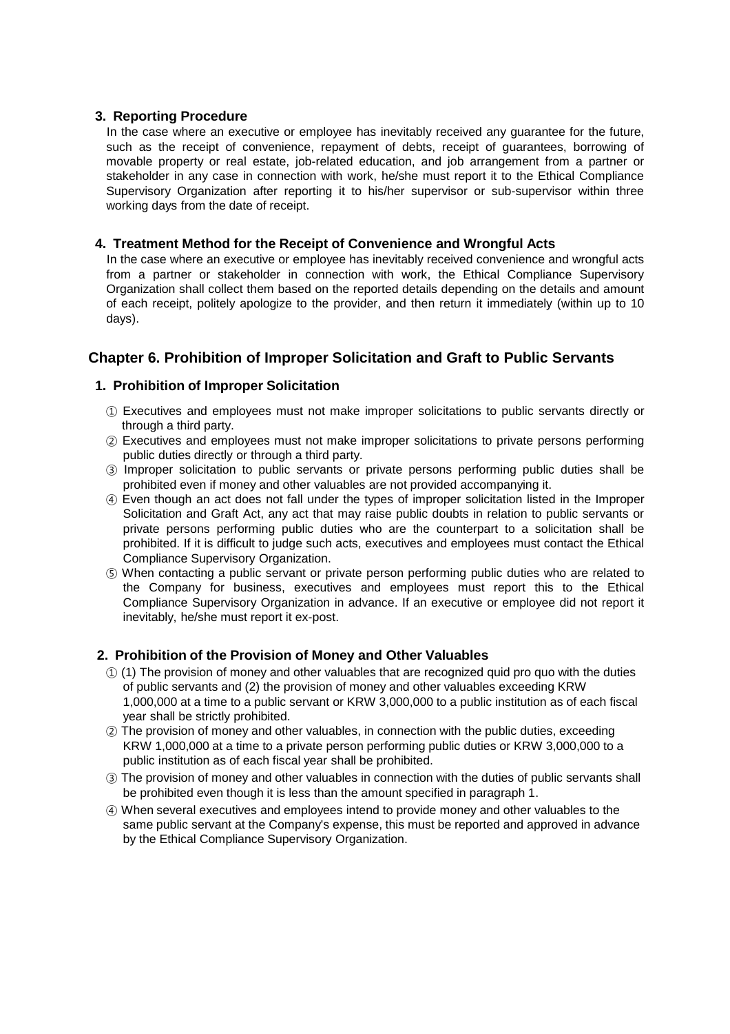### 3. Reporting Procedure

In the case where an executive or employee has inevitably received any guarantee for the future, such as the receipt of convenience, repayment of debts, receipt of guarantees, borrowing of movable property or real estate, job-related education, and job arrangement from a partner or stakeholder in any case in connection with work, he/she must report it to the Ethical Compliance Supervisory Organization after reporting it to his/her supervisor or sub-supervisor within three working days from the date of receipt.

### 4. Treatment Method for the Receipt of Convenience and Wrongful Acts

In the case where an executive or employee has inevitably received convenience and wrongful acts from a partner or stakeholder in connection with work, the Ethical Compliance Supervisory Organization shall collect them based on the reported details depending on the details and amount of each receipt, politely apologize to the provider, and then return it immediately (within up to 10 days).

## Chapter 6. Prohibition of Improper Solicitation and Graft to Public Servants

### 1. Prohibition of Improper Solicitation

① Executives and employees must not make improper solicitations to public servants directly or through a third party.

② Executives and employees must not make improper solicitations to private persons performing public duties directly or through a third party.

③ Improper solicitation to public servants or private persons performing public duties shall be prohibited even if money and other valuables are not provided accompanying it.

④ Even though an act does not fall under the types of improper solicitation listed in the Improper Solicitation and Graft Act, any act that may raise public doubts in relation to public servants or private persons performing public duties who are the counterpart to a solicitation shall be prohibited. If it is difficult to judge such acts, executives and employees must contact the Ethical Compliance Supervisory Organization.

⑤ When contacting a public servant or private person performing public duties who are related to the Company for business, executives and employees must report this to the Ethical Compliance Supervisory Organization in advance. If an executive or employee did not report it inevitably, he/she must report it ex-post.

### 2. Prohibition of the Provision of Money and Other Valuables

① (1) The provision of money and other valuables that are recognized quid pro quo with the duties of public servants and (2) the provision of money and other valuables exceeding KRW 1,000,000 at a time to a public servant or KRW 3,000,000 to a public institution as of each fiscal year shall be strictly prohibited.

② The provision of money and other valuables, in connection with the public duties, exceeding KRW 1,000,000 at a time to a private person performing public duties or KRW 3,000,000 to a public institution as of each fiscal year shall be prohibited.

③ The provision of money and other valuables in connection with the duties of public servants shall be prohibited even though it is less than the amount specified in paragraph 1.

④ When several executives and employees intend to provide money and other valuables to the same public servant at the Company's expense, this must be reported and approved in advance by the Ethical Compliance Supervisory Organization.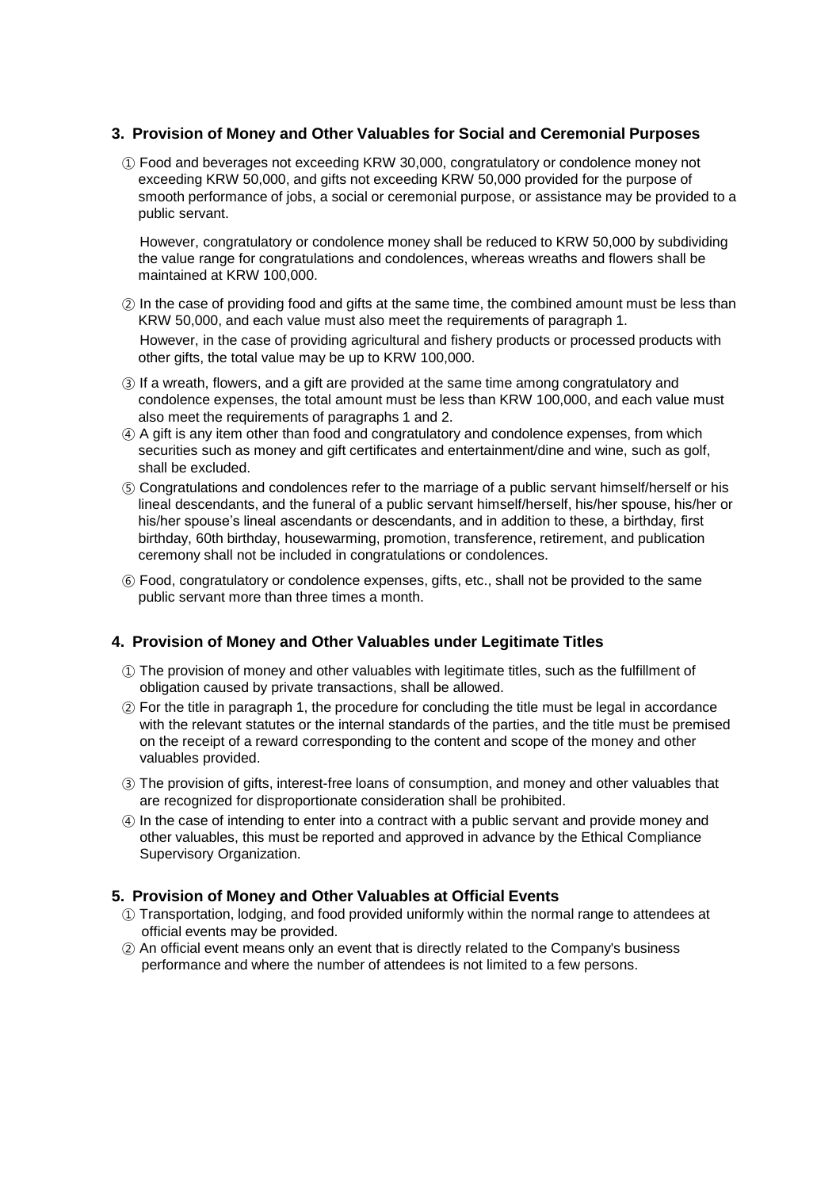### 3. Provision of Money and Other Valuables for Social and Ceremonial Purposes

① Food and beverages not exceeding KRW 30,000, congratulatory or condolence money not exceeding KRW 50,000, and gifts not exceeding KRW 50,000 provided for the purpose of smooth performance of jobs, a social or ceremonial purpose, or assistance may be provided to a public servant.

However, congratulatory or condolence money shall be reduced to KRW 50,000 by subdividing the value range for congratulations and condolences, whereas wreaths and flowers shall be maintained at KRW 100,000.

② In the case of providing food and gifts at the same time, the combined amount must be less than KRW 50,000, and each value must also meet the requirements of paragraph 1.

However, in the case of providing agricultural and fishery products or processed products with other gifts, the total value may be up to KRW 100,000.

③ If a wreath, flowers, and a gift are provided at the same time among congratulatory and condolence expenses, the total amount must be less than KRW 100,000, and each value must also meet the requirements of paragraphs 1 and 2.

④ A gift is any item other than food and congratulatory and condolence expenses, from which securities such as money and gift certificates and entertainment/dine and wine, such as golf, shall be excluded.

⑤ Congratulations and condolences refer to the marriage of a public servant himself/herself or his lineal descendants, and the funeral of a public servant himself/herself, his/her spouse, his/her or his/her spouse's lineal ascendants or descendants, and in addition to these, a birthday, first birthday, 60th birthday, housewarming, promotion, transference, retirement, and publication ceremony shall not be included in congratulations or condolences.

⑥ Food, congratulatory or condolence expenses, gifts, etc., shall not be provided to the same public servant more than three times a month.

### 4. Provision of Money and Other Valuables under Legitimate Titles

① The provision of money and other valuables with legitimate titles, such as the fulfillment of obligation caused by private transactions, shall be allowed.

② For the title in paragraph 1, the procedure for concluding the title must be legal in accordance with the relevant statutes or the internal standards of the parties, and the title must be premised on the receipt of a reward corresponding to the content and scope of the money and other valuables provided.

③ The provision of gifts, interest-free loans of consumption, and money and other valuables that are recognized for disproportionate consideration shall be prohibited.

④ In the case of intending to enter into a contract with a public servant and provide money and other valuables, this must be reported and approved in advance by the Ethical Compliance Supervisory Organization.

### 5. Provision of Money and Other Valuables at Official Events

① Transportation, lodging, and food provided uniformly within the normal range to attendees at official events may be provided.

② An official event means only an event that is directly related to the Company's business performance and where the number of attendees is not limited to a few persons.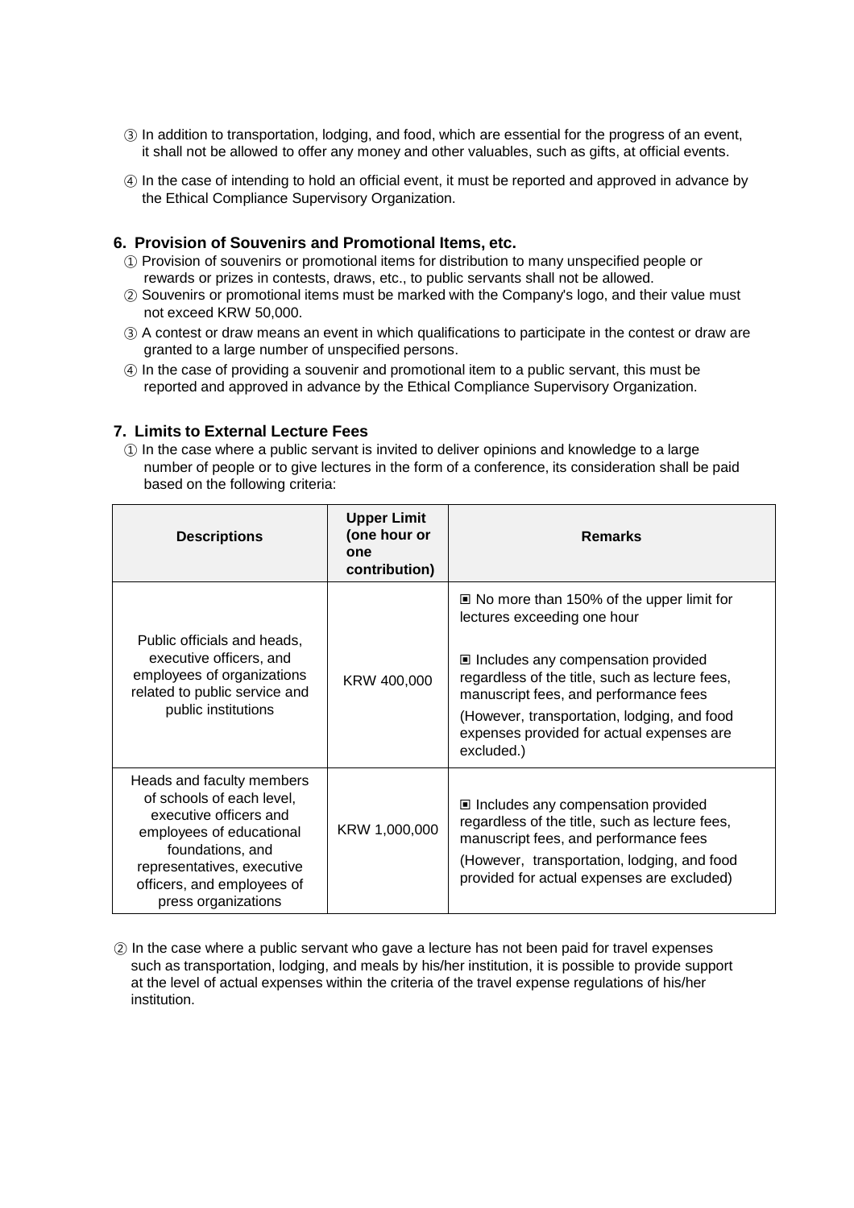③ In addition to transportation, lodging, and food, which are essential for the progress of an event, it shall not be allowed to offer any money and other valuables, such as gifts, at official events.

④ In the case of intending to hold an official event, it must be reported and approved in advance by the Ethical Compliance Supervisory Organization.

### 6. Provision of Souvenirs and Promotional Items, etc.

① Provision of souvenirs or promotional items for distribution to many unspecified people or rewards or prizes in contests, draws, etc., to public servants shall not be allowed.

② Souvenirs or promotional items must be marked with the Company's logo, and their value must not exceed KRW 50,000.

③ A contest or draw means an event in which qualifications to participate in the contest or draw are granted to a large number of unspecified persons.

④ In the case of providing a souvenir and promotional item to a public servant, this must be reported and approved in advance by the Ethical Compliance Supervisory Organization.

### 7. Limits to External Lecture Fees

① In the case where a public servant is invited to deliver opinions and knowledge to a large number of people or to give lectures in the form of a conference, its consideration shall be paid based on the following criteria:

| Descriptions | Upper Limit (one hour or one contribution) | Remarks |
|---|---|---|
| Public officials and heads, executive officers, and employees of organizations related to public service and public institutions | KRW 400,000 | ▣ No more than 150% of the upper limit for lectures exceeding one hour<br>▣ Includes any compensation provided regardless of the title, such as lecture fees, manuscript fees, and performance fees<br>(However, transportation, lodging, and food expenses provided for actual expenses are excluded.) |
| Heads and faculty members of schools of each level, executive officers and employees of educational foundations, and representatives, executive officers, and employees of press organizations | KRW 1,000,000 | ▣ Includes any compensation provided regardless of the title, such as lecture fees, manuscript fees, and performance fees<br>(However, transportation, lodging, and food provided for actual expenses are excluded) |

② In the case where a public servant who gave a lecture has not been paid for travel expenses such as transportation, lodging, and meals by his/her institution, it is possible to provide support at the level of actual expenses within the criteria of the travel expense regulations of his/her institution.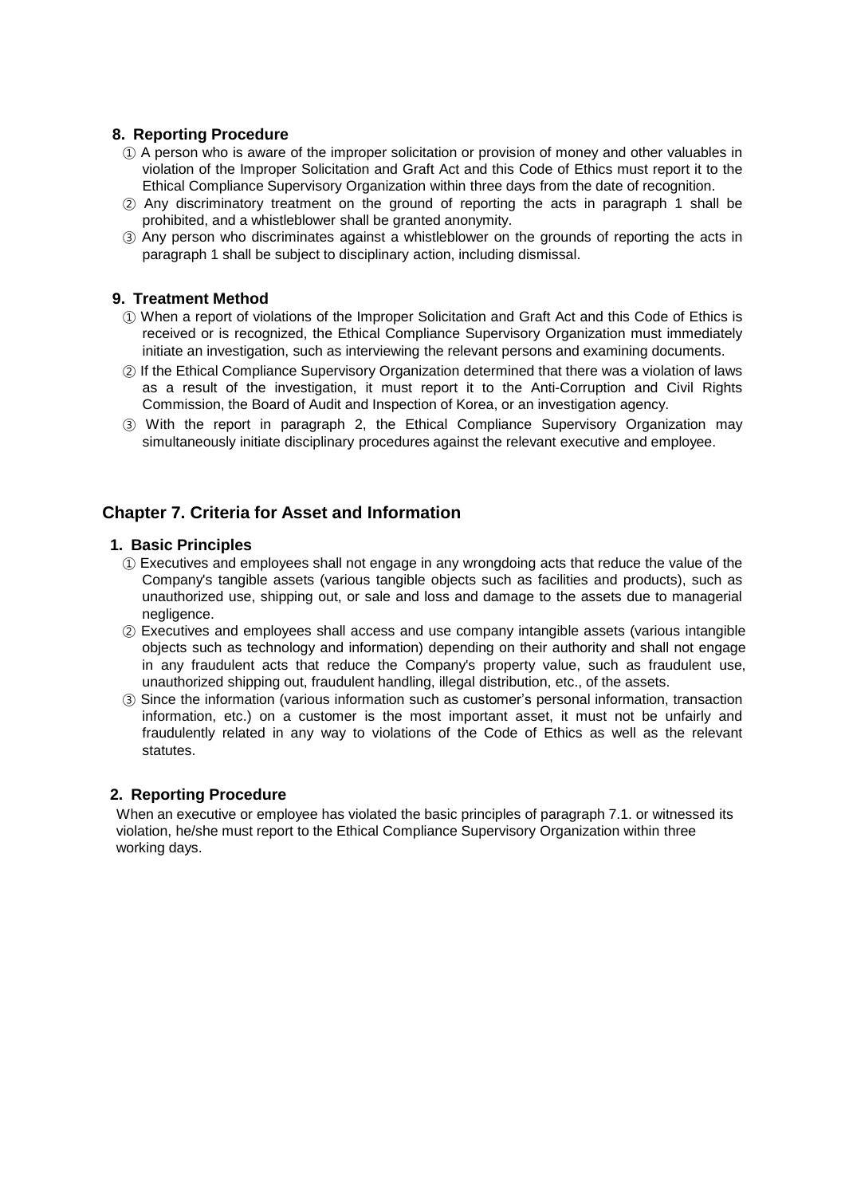### 8. Reporting Procedure

① A person who is aware of the improper solicitation or provision of money and other valuables in violation of the Improper Solicitation and Graft Act and this Code of Ethics must report it to the Ethical Compliance Supervisory Organization within three days from the date of recognition.

② Any discriminatory treatment on the ground of reporting the acts in paragraph 1 shall be prohibited, and a whistleblower shall be granted anonymity.

③ Any person who discriminates against a whistleblower on the grounds of reporting the acts in paragraph 1 shall be subject to disciplinary action, including dismissal.

### 9. Treatment Method

① When a report of violations of the Improper Solicitation and Graft Act and this Code of Ethics is received or is recognized, the Ethical Compliance Supervisory Organization must immediately initiate an investigation, such as interviewing the relevant persons and examining documents.

② If the Ethical Compliance Supervisory Organization determined that there was a violation of laws as a result of the investigation, it must report it to the Anti-Corruption and Civil Rights Commission, the Board of Audit and Inspection of Korea, or an investigation agency.

③ With the report in paragraph 2, the Ethical Compliance Supervisory Organization may simultaneously initiate disciplinary procedures against the relevant executive and employee.

## Chapter 7. Criteria for Asset and Information

### 1. Basic Principles

① Executives and employees shall not engage in any wrongdoing acts that reduce the value of the Company's tangible assets (various tangible objects such as facilities and products), such as unauthorized use, shipping out, or sale and loss and damage to the assets due to managerial negligence.

② Executives and employees shall access and use company intangible assets (various intangible objects such as technology and information) depending on their authority and shall not engage in any fraudulent acts that reduce the Company's property value, such as fraudulent use, unauthorized shipping out, fraudulent handling, illegal distribution, etc., of the assets.

③ Since the information (various information such as customer's personal information, transaction information, etc.) on a customer is the most important asset, it must not be unfairly and fraudulently related in any way to violations of the Code of Ethics as well as the relevant statutes.

### 2. Reporting Procedure

When an executive or employee has violated the basic principles of paragraph 7.1. or witnessed its violation, he/she must report to the Ethical Compliance Supervisory Organization within three working days.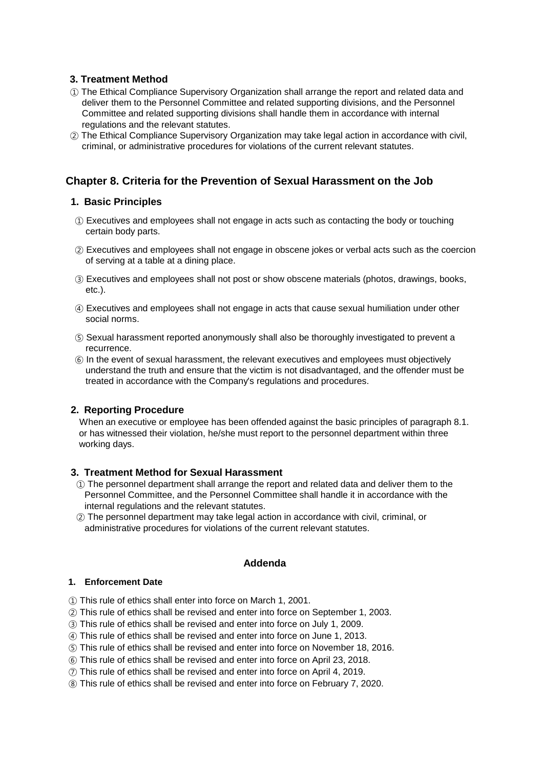### 3. Treatment Method

① The Ethical Compliance Supervisory Organization shall arrange the report and related data and deliver them to the Personnel Committee and related supporting divisions, and the Personnel Committee and related supporting divisions shall handle them in accordance with internal regulations and the relevant statutes.

② The Ethical Compliance Supervisory Organization may take legal action in accordance with civil, criminal, or administrative procedures for violations of the current relevant statutes.

## Chapter 8. Criteria for the Prevention of Sexual Harassment on the Job

### 1. Basic Principles

① Executives and employees shall not engage in acts such as contacting the body or touching certain body parts.

② Executives and employees shall not engage in obscene jokes or verbal acts such as the coercion of serving at a table at a dining place.

③ Executives and employees shall not post or show obscene materials (photos, drawings, books, etc.).

④ Executives and employees shall not engage in acts that cause sexual humiliation under other social norms.

⑤ Sexual harassment reported anonymously shall also be thoroughly investigated to prevent a recurrence.

⑥ In the event of sexual harassment, the relevant executives and employees must objectively understand the truth and ensure that the victim is not disadvantaged, and the offender must be treated in accordance with the Company's regulations and procedures.

### 2. Reporting Procedure

When an executive or employee has been offended against the basic principles of paragraph 8.1. or has witnessed their violation, he/she must report to the personnel department within three working days.

### 3. Treatment Method for Sexual Harassment

① The personnel department shall arrange the report and related data and deliver them to the Personnel Committee, and the Personnel Committee shall handle it in accordance with the internal regulations and the relevant statutes.

② The personnel department may take legal action in accordance with civil, criminal, or administrative procedures for violations of the current relevant statutes.

## Addenda

### 1. Enforcement Date

① This rule of ethics shall enter into force on March 1, 2001.

② This rule of ethics shall be revised and enter into force on September 1, 2003.

③ This rule of ethics shall be revised and enter into force on July 1, 2009.

④ This rule of ethics shall be revised and enter into force on June 1, 2013.

⑤ This rule of ethics shall be revised and enter into force on November 18, 2016.

⑥ This rule of ethics shall be revised and enter into force on April 23, 2018.

⑦ This rule of ethics shall be revised and enter into force on April 4, 2019.

⑧ This rule of ethics shall be revised and enter into force on February 7, 2020.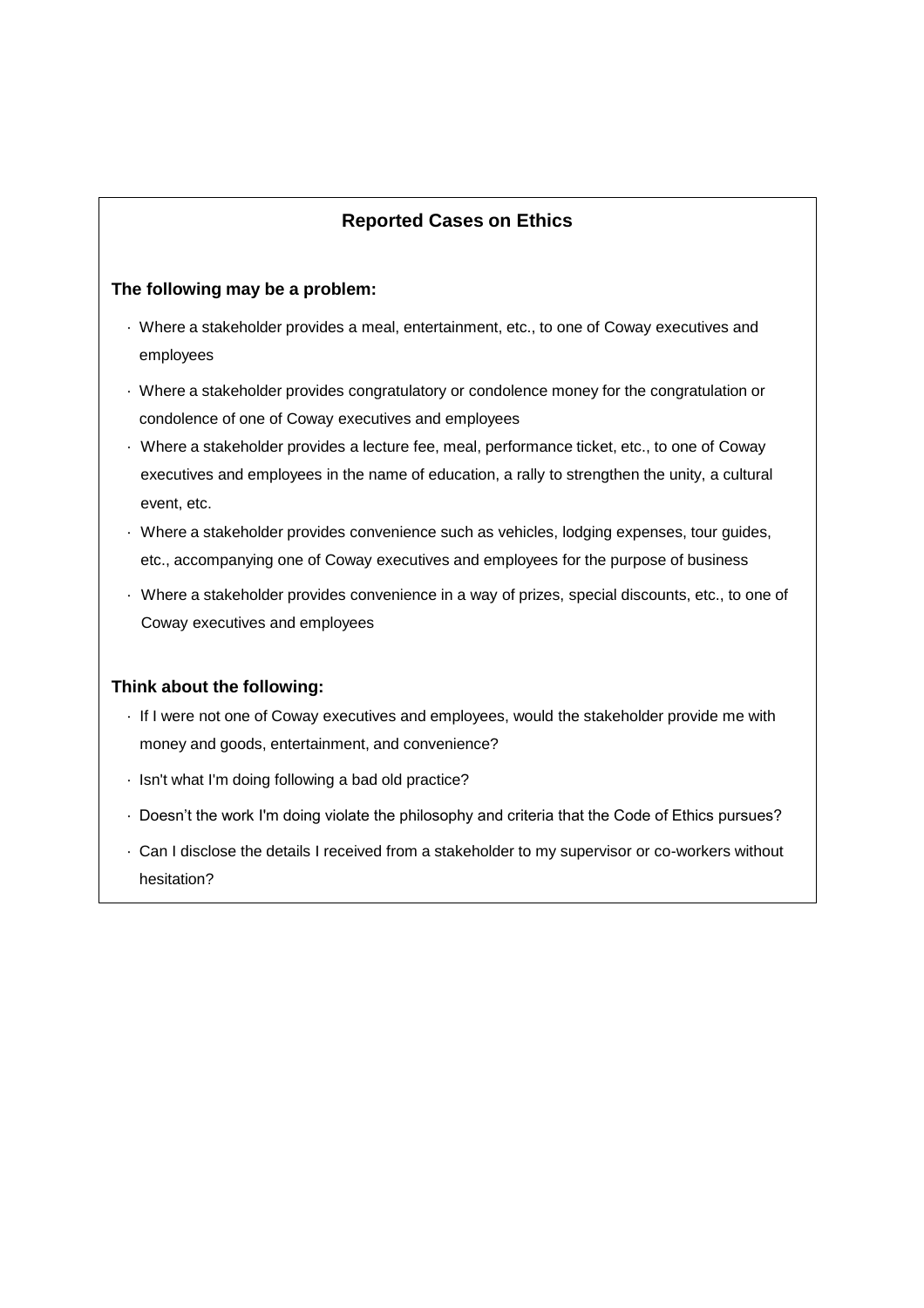## Reported Cases on Ethics

**The following may be a problem:**

- Where a stakeholder provides a meal, entertainment, etc., to one of Coway executives and employees
- Where a stakeholder provides congratulatory or condolence money for the congratulation or condolence of one of Coway executives and employees
- Where a stakeholder provides a lecture fee, meal, performance ticket, etc., to one of Coway executives and employees in the name of education, a rally to strengthen the unity, a cultural event, etc.
- Where a stakeholder provides convenience such as vehicles, lodging expenses, tour guides, etc., accompanying one of Coway executives and employees for the purpose of business
- Where a stakeholder provides convenience in a way of prizes, special discounts, etc., to one of Coway executives and employees

**Think about the following:**

- If I were not one of Coway executives and employees, would the stakeholder provide me with money and goods, entertainment, and convenience?
- Isn't what I'm doing following a bad old practice?
- Doesn't the work I'm doing violate the philosophy and criteria that the Code of Ethics pursues?
- Can I disclose the details I received from a stakeholder to my supervisor or co-workers without hesitation?